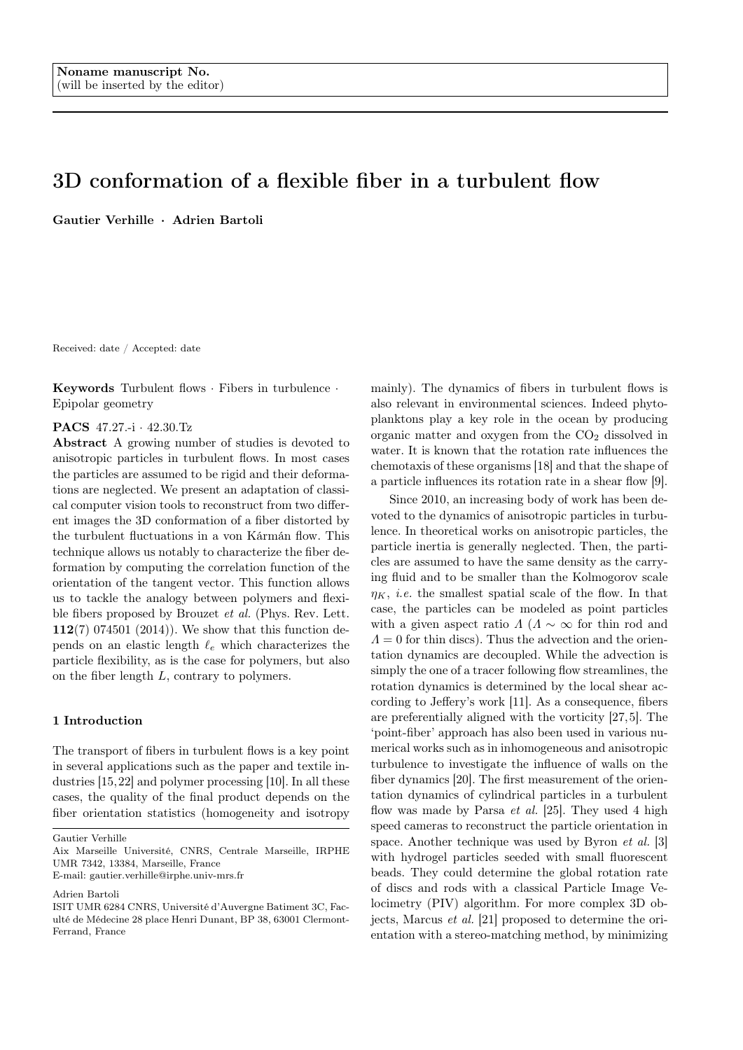Noname manuscript No.
(will be inserted by the editor)

# 3D conformation of a flexible fiber in a turbulent flow

**Gautier Verhille · Adrien Bartoli**

Received: date / Accepted: date

**Keywords** Turbulent flows · Fibers in turbulence · Epipolar geometry

**PACS** 47.27.-i · 42.30.Tz

**Abstract** A growing number of studies is devoted to anisotropic particles in turbulent flows. In most cases the particles are assumed to be rigid and their deformations are neglected. We present an adaptation of classical computer vision tools to reconstruct from two different images the 3D conformation of a fiber distorted by the turbulent fluctuations in a von Kármán flow. This technique allows us notably to characterize the fiber deformation by computing the correlation function of the orientation of the tangent vector. This function allows us to tackle the analogy between polymers and flexible fibers proposed by Brouzet *et al.* (Phys. Rev. Lett. **112**(7) 074501 (2014)). We show that this function depends on an elastic length $\ell_e$ which characterizes the particle flexibility, as is the case for polymers, but also on the fiber length $L$, contrary to polymers.

Gautier Verhille
Aix Marseille Université, CNRS, Centrale Marseille, IRPHE UMR 7342, 13384, Marseille, France
E-mail: gautier.verhille@irphe.univ-mrs.fr

Adrien Bartoli
ISIT UMR 6284 CNRS, Université d'Auvergne Batiment 3C, Faculté de Médecine 28 place Henri Dunant, BP 38, 63001 Clermont-Ferrand, France

## 1 Introduction

The transport of fibers in turbulent flows is a key point in several applications such as the paper and textile industries [15,22] and polymer processing [10]. In all these cases, the quality of the final product depends on the fiber orientation statistics (homogeneity and isotropy mainly). The dynamics of fibers in turbulent flows is also relevant in environmental sciences. Indeed phytoplanktons play a key role in the ocean by producing organic matter and oxygen from the $CO_2$ dissolved in water. It is known that the rotation rate influences the chemotaxis of these organisms [18] and that the shape of a particle influences its rotation rate in a shear flow [9].

Since 2010, an increasing body of work has been devoted to the dynamics of anisotropic particles in turbulence. In theoretical works on anisotropic particles, the particle inertia is generally neglected. Then, the particles are assumed to have the same density as the carrying fluid and to be smaller than the Kolmogorov scale $\eta_K$, *i.e.* the smallest spatial scale of the flow. In that case, the particles can be modeled as point particles with a given aspect ratio $\Lambda$ ($\Lambda \sim \infty$ for thin rod and $\Lambda = 0$ for thin discs). Thus the advection and the orientation dynamics are decoupled. While the advection is simply the one of a tracer following flow streamlines, the rotation dynamics is determined by the local shear according to Jeffery's work [11]. As a consequence, fibers are preferentially aligned with the vorticity [27,5]. The 'point-fiber' approach has also been used in various numerical works such as in inhomogeneous and anisotropic turbulence to investigate the influence of walls on the fiber dynamics [20]. The first measurement of the orientation dynamics of cylindrical particles in a turbulent flow was made by Parsa *et al.* [25]. They used 4 high speed cameras to reconstruct the particle orientation in space. Another technique was used by Byron *et al.* [3] with hydrogel particles seeded with small fluorescent beads. They could determine the global rotation rate of discs and rods with a classical Particle Image Velocimetry (PIV) algorithm. For more complex 3D objects, Marcus *et al.* [21] proposed to determine the orientation with a stereo-matching method, by minimizing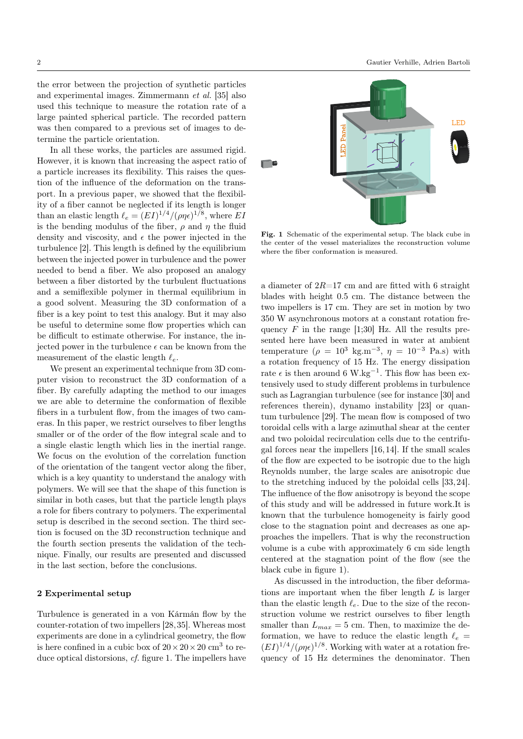the error between the projection of synthetic particles and experimental images. Zimmermann *et al.* [35] also used this technique to measure the rotation rate of a large painted spherical particle. The recorded pattern was then compared to a previous set of images to determine the particle orientation.

In all these works, the particles are assumed rigid. However, it is known that increasing the aspect ratio of a particle increases its flexibility. This raises the question of the influence of the deformation on the transport. In a previous paper, we showed that the flexibility of a fiber cannot be neglected if its length is longer than an elastic length $\ell_e = (EI)^{1/4}/(\rho\eta\epsilon)^{1/8}$, where $EI$ is the bending modulus of the fiber, $\rho$ and $\eta$ the fluid density and viscosity, and $\epsilon$ the power injected in the turbulence [2]. This length is defined by the equilibrium between the injected power in turbulence and the power needed to bend a fiber. We also proposed an analogy between a fiber distorted by the turbulent fluctuations and a semiflexible polymer in thermal equilibrium in a good solvent. Measuring the 3D conformation of a fiber is a key point to test this analogy. But it may also be useful to determine some flow properties which can be difficult to estimate otherwise. For instance, the injected power in the turbulence $\epsilon$ can be known from the measurement of the elastic length $\ell_e$.

We present an experimental technique from 3D computer vision to reconstruct the 3D conformation of a fiber. By carefully adapting the method to our images we are able to determine the conformation of flexible fibers in a turbulent flow, from the images of two cameras. In this paper, we restrict ourselves to fiber lengths smaller or of the order of the flow integral scale and to a single elastic length which lies in the inertial range. We focus on the evolution of the correlation function of the orientation of the tangent vector along the fiber, which is a key quantity to understand the analogy with polymers. We will see that the shape of this function is similar in both cases, but that the particle length plays a role for fibers contrary to polymers. The experimental setup is described in the second section. The third section is focused on the 3D reconstruction technique and the fourth section presents the validation of the technique. Finally, our results are presented and discussed in the last section, before the conclusions.

## 2 Experimental setup

Turbulence is generated in a von Kármán flow by the counter-rotation of two impellers [28,35]. Whereas most experiments are done in a cylindrical geometry, the flow is here confined in a cubic box of $20 \times 20 \times 20$ cm$^3$ to reduce optical distorsions, *cf.* figure 1. The impellers have a diameter of $2R$=17 cm and are fitted with 6 straight blades with height 0.5 cm. The distance between the two impellers is 17 cm. They are set in motion by two 350 W asynchronous motors at a constant rotation frequency $F$ in the range [1;30] Hz. All the results presented here have been measured in water at ambient temperature ($\rho = 10^3$ kg.m$^{-3}$, $\eta = 10^{-3}$ Pa.s) with a rotation frequency of 15 Hz. The energy dissipation rate $\epsilon$ is then around 6 W.kg$^{-1}$. This flow has been extensively used to study different problems in turbulence such as Lagrangian turbulence (see for instance [30] and references therein), dynamo instability [23] or quantum turbulence [29]. The mean flow is composed of two toroidal cells with a large azimuthal shear at the center and two poloidal recirculation cells due to the centrifugal forces near the impellers [16,14]. If the small scales of the flow are expected to be isotropic due to the high Reynolds number, the large scales are anisotropic due to the stretching induced by the poloidal cells [33,24]. The influence of the flow anisotropy is beyond the scope of this study and will be addressed in future work.It is known that the turbulence homogeneity is fairly good close to the stagnation point and decreases as one approaches the impellers. That is why the reconstruction volume is a cube with approximately 6 cm side length centered at the stagnation point of the flow (see the black cube in figure 1).

**Fig. 1** Schematic of the experimental setup. The black cube in the center of the vessel materializes the reconstruction volume where the fiber conformation is measured.

As discussed in the introduction, the fiber deformations are important when the fiber length $L$ is larger than the elastic length $\ell_e$. Due to the size of the reconstruction volume we restrict ourselves to fiber length smaller than $L_{max} = 5$ cm. Then, to maximize the deformation, we have to reduce the elastic length $\ell_e = (EI)^{1/4}/(\rho\eta\epsilon)^{1/8}$. Working with water at a rotation frequency of 15 Hz determines the denominator. Then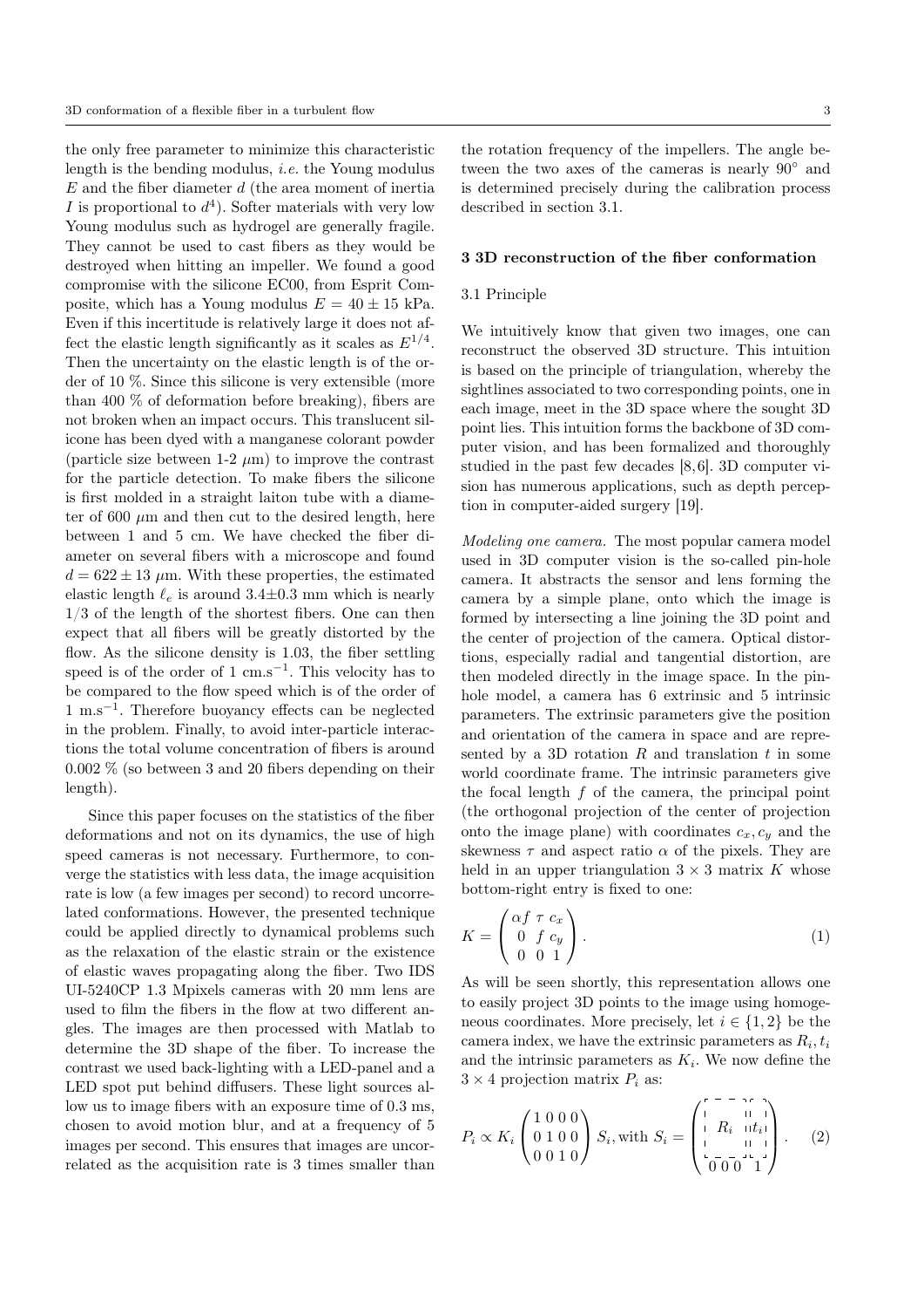the only free parameter to minimize this characteristic length is the bending modulus, *i.e.* the Young modulus $E$ and the fiber diameter $d$ (the area moment of inertia $I$ is proportional to $d^4$). Softer materials with very low Young modulus such as hydrogel are generally fragile. They cannot be used to cast fibers as they would be destroyed when hitting an impeller. We found a good compromise with the silicone EC00, from Esprit Composite, which has a Young modulus $E = 40 \pm 15$ kPa. Even if this incertitude is relatively large it does not affect the elastic length significantly as it scales as $E^{1/4}$. Then the uncertainty on the elastic length is of the order of 10 %. Since this silicone is very extensible (more than 400 % of deformation before breaking), fibers are not broken when an impact occurs. This translucent silicone has been dyed with a manganese colorant powder (particle size between 1-2 $\mu$m) to improve the contrast for the particle detection. To make fibers the silicone is first molded in a straight laiton tube with a diameter of 600 $\mu$m and then cut to the desired length, here between 1 and 5 cm. We have checked the fiber diameter on several fibers with a microscope and found $d = 622 \pm 13$ $\mu$m. With these properties, the estimated elastic length $\ell_e$ is around 3.4$\pm$0.3 mm which is nearly 1/3 of the length of the shortest fibers. One can then expect that all fibers will be greatly distorted by the flow. As the silicone density is 1.03, the fiber settling speed is of the order of 1 cm.s$^{-1}$. This velocity has to be compared to the flow speed which is of the order of 1 m.s$^{-1}$. Therefore buoyancy effects can be neglected in the problem. Finally, to avoid inter-particle interactions the total volume concentration of fibers is around 0.002 % (so between 3 and 20 fibers depending on their length).

Since this paper focuses on the statistics of the fiber deformations and not on its dynamics, the use of high speed cameras is not necessary. Furthermore, to converge the statistics with less data, the image acquisition rate is low (a few images per second) to record uncorrelated conformations. However, the presented technique could be applied directly to dynamical problems such as the relaxation of the elastic strain or the existence of elastic waves propagating along the fiber. Two IDS UI-5240CP 1.3 Mpixels cameras with 20 mm lens are used to film the fibers in the flow at two different angles. The images are then processed with Matlab to determine the 3D shape of the fiber. To increase the contrast we used back-lighting with a LED-panel and a LED spot put behind diffusers. These light sources allow us to image fibers with an exposure time of 0.3 ms, chosen to avoid motion blur, and at a frequency of 5 images per second. This ensures that images are uncorrelated as the acquisition rate is 3 times smaller than the rotation frequency of the impellers. The angle between the two axes of the cameras is nearly 90° and is determined precisely during the calibration process described in section 3.1.

## 3 3D reconstruction of the fiber conformation

### 3.1 Principle

We intuitively know that given two images, one can reconstruct the observed 3D structure. This intuition is based on the principle of triangulation, whereby the sightlines associated to two corresponding points, one in each image, meet in the 3D space where the sought 3D point lies. This intuition forms the backbone of 3D computer vision, and has been formalized and thoroughly studied in the past few decades [8,6]. 3D computer vision has numerous applications, such as depth perception in computer-aided surgery [19].

*Modeling one camera.* The most popular camera model used in 3D computer vision is the so-called pin-hole camera. It abstracts the sensor and lens forming the camera by a simple plane, onto which the image is formed by intersecting a line joining the 3D point and the center of projection of the camera. Optical distortions, especially radial and tangential distortion, are then modeled directly in the image space. In the pinhole model, a camera has 6 extrinsic and 5 intrinsic parameters. The extrinsic parameters give the position and orientation of the camera in space and are represented by a 3D rotation $R$ and translation $t$ in some world coordinate frame. The intrinsic parameters give the focal length $f$ of the camera, the principal point (the orthogonal projection of the center of projection onto the image plane) with coordinates $c_x, c_y$ and the skewness $\tau$ and aspect ratio $\alpha$ of the pixels. They are held in an upper triangulation $3 \times 3$ matrix $K$ whose bottom-right entry is fixed to one:

$$K = \begin{pmatrix} \alpha f & \tau & c_x \\ 0 & f & c_y \\ 0 & 0 & 1 \end{pmatrix}. \tag{1}$$

As will be seen shortly, this representation allows one to easily project 3D points to the image using homogeneous coordinates. More precisely, let $i \in \{1, 2\}$ be the camera index, we have the extrinsic parameters as $R_i, t_i$ and the intrinsic parameters as $K_i$. We now define the $3 \times 4$ projection matrix $P_i$ as:

$$P_i \propto K_i \begin{pmatrix} 1 & 0 & 0 & 0 \\ 0 & 1 & 0 & 0 \\ 0 & 0 & 1 & 0 \end{pmatrix} S_i, \text{with } S_i = \begin{pmatrix} R_i & t_i \\ 0\;0\;0 & 1 \end{pmatrix}. \tag{2}$$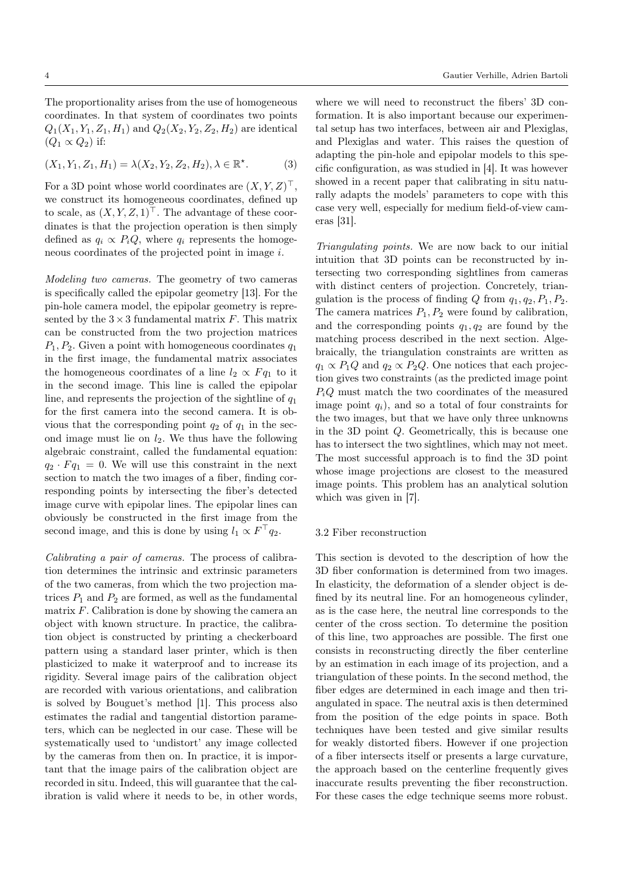The proportionality arises from the use of homogeneous coordinates. In that system of coordinates two points $Q_1(X_1, Y_1, Z_1, H_1)$ and $Q_2(X_2, Y_2, Z_2, H_2)$ are identical ($Q_1 \propto Q_2$) if:

$$(X_1, Y_1, Z_1, H_1) = \lambda(X_2, Y_2, Z_2, H_2), \lambda \in \mathbb{R}^{\star}. \tag{3}$$

For a 3D point whose world coordinates are $(X, Y, Z)^{\top}$, we construct its homogeneous coordinates, defined up to scale, as $(X, Y, Z, 1)^{\top}$. The advantage of these coordinates is that the projection operation is then simply defined as $q_i \propto P_i Q$, where $q_i$ represents the homogeneous coordinates of the projected point in image $i$.

*Modeling two cameras.* The geometry of two cameras is specifically called the epipolar geometry [13]. For the pin-hole camera model, the epipolar geometry is represented by the $3 \times 3$ fundamental matrix $F$. This matrix can be constructed from the two projection matrices $P_1, P_2$. Given a point with homogeneous coordinates $q_1$ in the first image, the fundamental matrix associates the homogeneous coordinates of a line $l_2 \propto F q_1$ to it in the second image. This line is called the epipolar line, and represents the projection of the sightline of $q_1$ for the first camera into the second camera. It is obvious that the corresponding point $q_2$ of $q_1$ in the second image must lie on $l_2$. We thus have the following algebraic constraint, called the fundamental equation: $q_2 \cdot F q_1 = 0$. We will use this constraint in the next section to match the two images of a fiber, finding corresponding points by intersecting the fiber's detected image curve with epipolar lines. The epipolar lines can obviously be constructed in the first image from the second image, and this is done by using $l_1 \propto F^{\top} q_2$.

*Calibrating a pair of cameras.* The process of calibration determines the intrinsic and extrinsic parameters of the two cameras, from which the two projection matrices $P_1$ and $P_2$ are formed, as well as the fundamental matrix $F$. Calibration is done by showing the camera an object with known structure. In practice, the calibration object is constructed by printing a checkerboard pattern using a standard laser printer, which is then plasticized to make it waterproof and to increase its rigidity. Several image pairs of the calibration object are recorded with various orientations, and calibration is solved by Bouguet's method [1]. This process also estimates the radial and tangential distortion parameters, which can be neglected in our case. These will be systematically used to 'undistort' any image collected by the cameras from then on. In practice, it is important that the image pairs of the calibration object are recorded in situ. Indeed, this will guarantee that the calibration is valid where it needs to be, in other words, where we will need to reconstruct the fibers' 3D conformation. It is also important because our experimental setup has two interfaces, between air and Plexiglas, and Plexiglas and water. This raises the question of adapting the pin-hole and epipolar models to this specific configuration, as was studied in [4]. It was however showed in a recent paper that calibrating in situ naturally adapts the models' parameters to cope with this case very well, especially for medium field-of-view cameras [31].

*Triangulating points.* We are now back to our initial intuition that 3D points can be reconstructed by intersecting two corresponding sightlines from cameras with distinct centers of projection. Concretely, triangulation is the process of finding $Q$ from $q_1, q_2, P_1, P_2$. The camera matrices $P_1, P_2$ were found by calibration, and the corresponding points $q_1, q_2$ are found by the matching process described in the next section. Algebraically, the triangulation constraints are written as $q_1 \propto P_1 Q$ and $q_2 \propto P_2 Q$. One notices that each projection gives two constraints (as the predicted image point $P_i Q$ must match the two coordinates of the measured image point $q_i$), and so a total of four constraints for the two images, but that we have only three unknowns in the 3D point $Q$. Geometrically, this is because one has to intersect the two sightlines, which may not meet. The most successful approach is to find the 3D point whose image projections are closest to the measured image points. This problem has an analytical solution which was given in [7].

### 3.2 Fiber reconstruction

This section is devoted to the description of how the 3D fiber conformation is determined from two images. In elasticity, the deformation of a slender object is defined by its neutral line. For an homogeneous cylinder, as is the case here, the neutral line corresponds to the center of the cross section. To determine the position of this line, two approaches are possible. The first one consists in reconstructing directly the fiber centerline by an estimation in each image of its projection, and a triangulation of these points. In the second method, the fiber edges are determined in each image and then triangulated in space. The neutral axis is then determined from the position of the edge points in space. Both techniques have been tested and give similar results for weakly distorted fibers. However if one projection of a fiber intersects itself or presents a large curvature, the approach based on the centerline frequently gives inaccurate results preventing the fiber reconstruction. For these cases the edge technique seems more robust.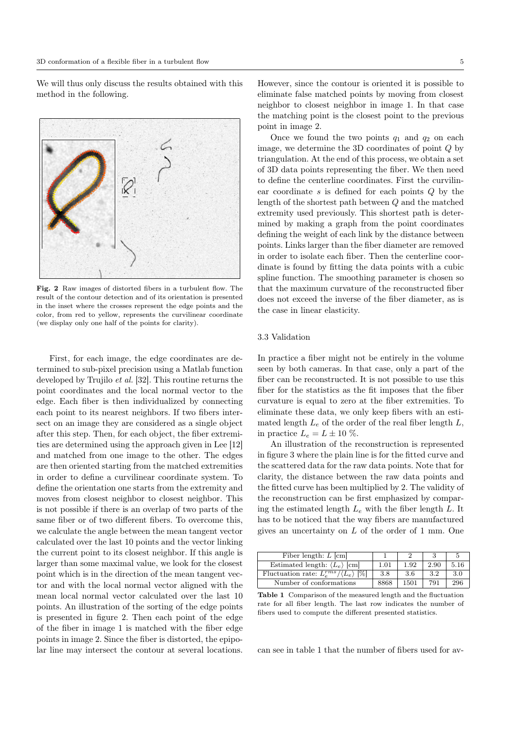We will thus only discuss the results obtained with this method in the following.

**Fig. 2** Raw images of distorted fibers in a turbulent flow. The result of the contour detection and of its orientation is presented in the inset where the crosses represent the edge points and the color, from red to yellow, represents the curvilinear coordinate (we display only one half of the points for clarity).

First, for each image, the edge coordinates are determined to sub-pixel precision using a Matlab function developed by Trujilo *et al.* [32]. This routine returns the point coordinates and the local normal vector to the edge. Each fiber is then individualized by connecting each point to its nearest neighbors. If two fibers intersect on an image they are considered as a single object after this step. Then, for each object, the fiber extremities are determined using the approach given in Lee [12] and matched from one image to the other. The edges are then oriented starting from the matched extremities in order to define a curvilinear coordinate system. To define the orientation one starts from the extremity and moves from closest neighbor to closest neighbor. This is not possible if there is an overlap of two parts of the same fiber or of two different fibers. To overcome this, we calculate the angle between the mean tangent vector calculated over the last 10 points and the vector linking the current point to its closest neighbor. If this angle is larger than some maximal value, we look for the closest point which is in the direction of the mean tangent vector and with the local normal vector aligned with the mean local normal vector calculated over the last 10 points. An illustration of the sorting of the edge points is presented in figure 2. Then each point of the edge of the fiber in image 1 is matched with the fiber edge points in image 2. Since the fiber is distorted, the epipolar line may intersect the contour at several locations. However, since the contour is oriented it is possible to eliminate false matched points by moving from closest neighbor to closest neighbor in image 1. In that case the matching point is the closest point to the previous point in image 2.

Once we found the two points $q_1$ and $q_2$ on each image, we determine the 3D coordinates of point $Q$ by triangulation. At the end of this process, we obtain a set of 3D data points representing the fiber. We then need to define the centerline coordinates. First the curvilinear coordinate $s$ is defined for each points $Q$ by the length of the shortest path between $Q$ and the matched extremity used previously. This shortest path is determined by making a graph from the point coordinates defining the weight of each link by the distance between points. Links larger than the fiber diameter are removed in order to isolate each fiber. Then the centerline coordinate is found by fitting the data points with a cubic spline function. The smoothing parameter is chosen so that the maximum curvature of the reconstructed fiber does not exceed the inverse of the fiber diameter, as is the case in linear elasticity.

### 3.3 Validation

In practice a fiber might not be entirely in the volume seen by both cameras. In that case, only a part of the fiber can be reconstructed. It is not possible to use this fiber for the statistics as the fit imposes that the fiber curvature is equal to zero at the fiber extremities. To eliminate these data, we only keep fibers with an estimated length $L_e$ of the order of the real fiber length $L$, in practice $L_e = L \pm 10$ %.

An illustration of the reconstruction is represented in figure 3 where the plain line is for the fitted curve and the scattered data for the raw data points. Note that for clarity, the distance between the raw data points and the fitted curve has been multiplied by 2. The validity of the reconstruction can be first emphasized by comparing the estimated length $L_e$ with the fiber length $L$. It has to be noticed that the way fibers are manufactured gives an uncertainty on $L$ of the order of 1 mm. One can see in table 1 that the number of fibers used for av-

| Fiber length: $L$ [cm] | 1 | 2 | 3 | 5 |
|---|---|---|---|---|
| Estimated length: $\langle L_e \rangle$ [cm] | 1.01 | 1.92 | 2.90 | 5.16 |
| Fluctuation rate: $L_e^{rms}/\langle L_e \rangle$ [%] | 3.8 | 3.6 | 3.2 | 3.0 |
| Number of conformations | 8868 | 1501 | 791 | 296 |

**Table 1** Comparison of the measured length and the fluctuation rate for all fiber length. The last row indicates the number of fibers used to compute the different presented statistics.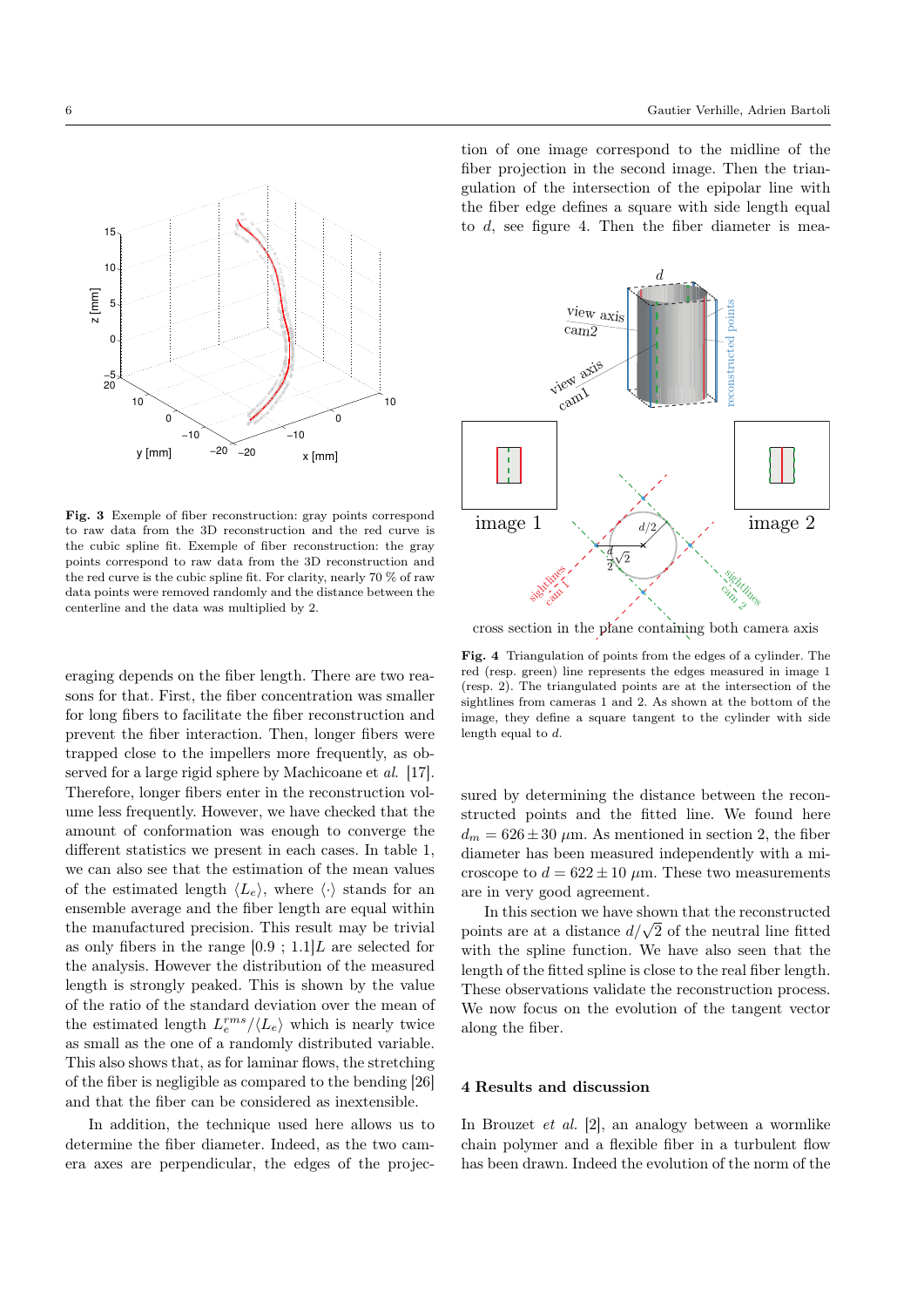Fig. 3 Exemple of fiber reconstruction: gray points correspond to raw data from the 3D reconstruction and the red curve is the cubic spline fit. Exemple of fiber reconstruction: the gray points correspond to raw data from the 3D reconstruction and the red curve is the cubic spline fit. For clarity, nearly 70 % of raw data points were removed randomly and the distance between the centerline and the data was multiplied by 2.

eraging depends on the fiber length. There are two reasons for that. First, the fiber concentration was smaller for long fibers to facilitate the fiber reconstruction and prevent the fiber interaction. Then, longer fibers were trapped close to the impellers more frequently, as observed for a large rigid sphere by Machicoane et *al.* [17]. Therefore, longer fibers enter in the reconstruction volume less frequently. However, we have checked that the amount of conformation was enough to converge the different statistics we present in each cases. In table 1, we can also see that the estimation of the mean values of the estimated length $\langle L_e \rangle$, where $\langle \cdot \rangle$ stands for an ensemble average and the fiber length are equal within the manufactured precision. This result may be trivial as only fibers in the range $[0.9 ; 1.1]L$ are selected for the analysis. However the distribution of the measured length is strongly peaked. This is shown by the value of the ratio of the standard deviation over the mean of the estimated length $L_e^{rms}/\langle L_e \rangle$ which is nearly twice as small as the one of a randomly distributed variable. This also shows that, as for laminar flows, the stretching of the fiber is negligible as compared to the bending [26] and that the fiber can be considered as inextensible.

In addition, the technique used here allows us to determine the fiber diameter. Indeed, as the two camera axes are perpendicular, the edges of the projection of one image correspond to the midline of the fiber projection in the second image. Then the triangulation of the intersection of the epipolar line with the fiber edge defines a square with side length equal to $d$, see figure 4. Then the fiber diameter is measured by determining the distance between the reconstructed points and the fitted line. We found here $d_m = 626 \pm 30$ $\mu$m. As mentioned in section 2, the fiber diameter has been measured independently with a microscope to $d = 622 \pm 10$ $\mu$m. These two measurements are in very good agreement.

Fig. 4 Triangulation of points from the edges of a cylinder. The red (resp. green) line represents the edges measured in image 1 (resp. 2). The triangulated points are at the intersection of the sightlines from cameras 1 and 2. As shown at the bottom of the image, they define a square tangent to the cylinder with side length equal to $d$.

In this section we have shown that the reconstructed points are at a distance $d/\sqrt{2}$ of the neutral line fitted with the spline function. We have also seen that the length of the fitted spline is close to the real fiber length. These observations validate the reconstruction process. We now focus on the evolution of the tangent vector along the fiber.

## 4 Results and discussion

In Brouzet *et al.* [2], an analogy between a wormlike chain polymer and a flexible fiber in a turbulent flow has been drawn. Indeed the evolution of the norm of the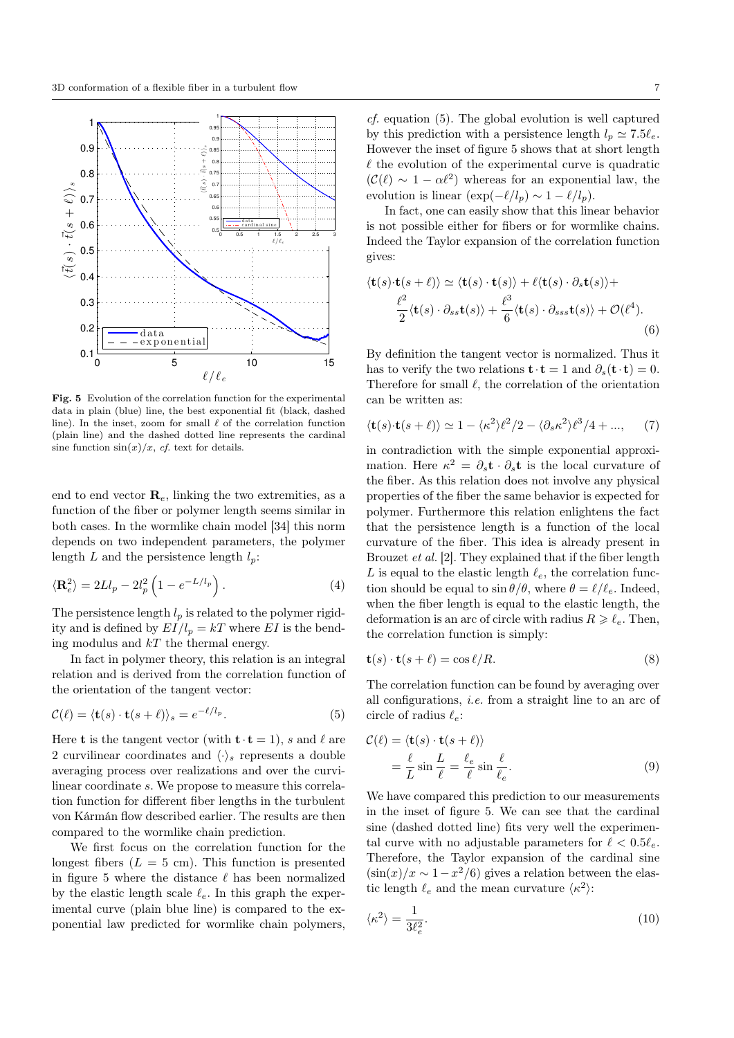**Fig. 5** Evolution of the correlation function for the experimental data in plain (blue) line, the best exponential fit (black, dashed line). In the inset, zoom for small $\ell$ of the correlation function (plain line) and the dashed dotted line represents the cardinal sine function $\sin(x)/x$, *cf.* text for details.

end to end vector $\mathbf{R}_e$, linking the two extremities, as a function of the fiber or polymer length seems similar in both cases. In the wormlike chain model [34] this norm depends on two independent parameters, the polymer length $L$ and the persistence length $l_p$:

$$\langle \mathbf{R}_e^2 \rangle = 2Ll_p - 2l_p^2 \left(1 - e^{-L/l_p}\right). \tag{4}$$

The persistence length $l_p$ is related to the polymer rigidity and is defined by $EI/l_p = kT$ where $EI$ is the bending modulus and $kT$ the thermal energy.

In fact in polymer theory, this relation is an integral relation and is derived from the correlation function of the orientation of the tangent vector:

$$\mathcal{C}(\ell) = \langle \mathbf{t}(s) \cdot \mathbf{t}(s+\ell) \rangle_s = e^{-\ell/l_p}. \tag{5}$$

Here $\mathbf{t}$ is the tangent vector (with $\mathbf{t} \cdot \mathbf{t} = 1$), $s$ and $\ell$ are 2 curvilinear coordinates and $\langle \cdot \rangle_s$ represents a double averaging process over realizations and over the curvilinear coordinate $s$. We propose to measure this correlation function for different fiber lengths in the turbulent von Kármán flow described earlier. The results are then compared to the wormlike chain prediction.

We first focus on the correlation function for the longest fibers ($L = 5$ cm). This function is presented in figure 5 where the distance $\ell$ has been normalized by the elastic length scale $\ell_e$. In this graph the experimental curve (plain blue line) is compared to the exponential law predicted for wormlike chain polymers, *cf.* equation (5). The global evolution is well captured by this prediction with a persistence length $l_p \simeq 7.5\ell_e$. However the inset of figure 5 shows that at short length $\ell$ the evolution of the experimental curve is quadratic ($\mathcal{C}(\ell) \sim 1 - \alpha\ell^2$) whereas for an exponential law, the evolution is linear ($\exp(-\ell/l_p) \sim 1 - \ell/l_p$).

In fact, one can easily show that this linear behavior is not possible either for fibers or for wormlike chains. Indeed the Taylor expansion of the correlation function gives:

$$\begin{aligned}\langle \mathbf{t}(s)\cdot\mathbf{t}(s+\ell)\rangle \simeq \langle \mathbf{t}(s)\cdot\mathbf{t}(s)\rangle + \ell\langle \mathbf{t}(s)\cdot\partial_s\mathbf{t}(s)\rangle + \\ \frac{\ell^2}{2}\langle \mathbf{t}(s)\cdot\partial_{ss}\mathbf{t}(s)\rangle + \frac{\ell^3}{6}\langle \mathbf{t}(s)\cdot\partial_{sss}\mathbf{t}(s)\rangle + \mathcal{O}(\ell^4).\end{aligned} \tag{6}$$

By definition the tangent vector is normalized. Thus it has to verify the two relations $\mathbf{t}\cdot\mathbf{t} = 1$ and $\partial_s(\mathbf{t}\cdot\mathbf{t}) = 0$. Therefore for small $\ell$, the correlation of the orientation can be written as:

$$\langle \mathbf{t}(s)\cdot\mathbf{t}(s+\ell)\rangle \simeq 1 - \langle \kappa^2\rangle\ell^2/2 - \langle \partial_s\kappa^2\rangle\ell^3/4 + ..., \tag{7}$$

in contradiction with the simple exponential approximation. Here $\kappa^2 = \partial_s\mathbf{t}\cdot\partial_s\mathbf{t}$ is the local curvature of the fiber. As this relation does not involve any physical properties of the fiber the same behavior is expected for polymer. Furthermore this relation enlightens the fact that the persistence length is a function of the local curvature of the fiber. This idea is already present in Brouzet *et al.* [2]. They explained that if the fiber length $L$ is equal to the elastic length $\ell_e$, the correlation function should be equal to $\sin\theta/\theta$, where $\theta = \ell/\ell_e$. Indeed, when the fiber length is equal to the elastic length, the deformation is an arc of circle with radius $R \geqslant \ell_e$. Then, the correlation function is simply:

$$\mathbf{t}(s)\cdot\mathbf{t}(s+\ell) = \cos\ell/R. \tag{8}$$

The correlation function can be found by averaging over all configurations, *i.e.* from a straight line to an arc of circle of radius $\ell_e$:

$$\begin{aligned}\mathcal{C}(\ell) &= \langle \mathbf{t}(s)\cdot\mathbf{t}(s+\ell)\rangle \\ &= \frac{\ell}{L}\sin\frac{L}{\ell} = \frac{\ell_e}{\ell}\sin\frac{\ell}{\ell_e}.\end{aligned} \tag{9}$$

We have compared this prediction to our measurements in the inset of figure 5. We can see that the cardinal sine (dashed dotted line) fits very well the experimental curve with no adjustable parameters for $\ell < 0.5\ell_e$. Therefore, the Taylor expansion of the cardinal sine ($\sin(x)/x \sim 1 - x^2/6$) gives a relation between the elastic length $\ell_e$ and the mean curvature $\langle\kappa^2\rangle$:

$$\langle\kappa^2\rangle = \frac{1}{3\ell_e^2}. \tag{10}$$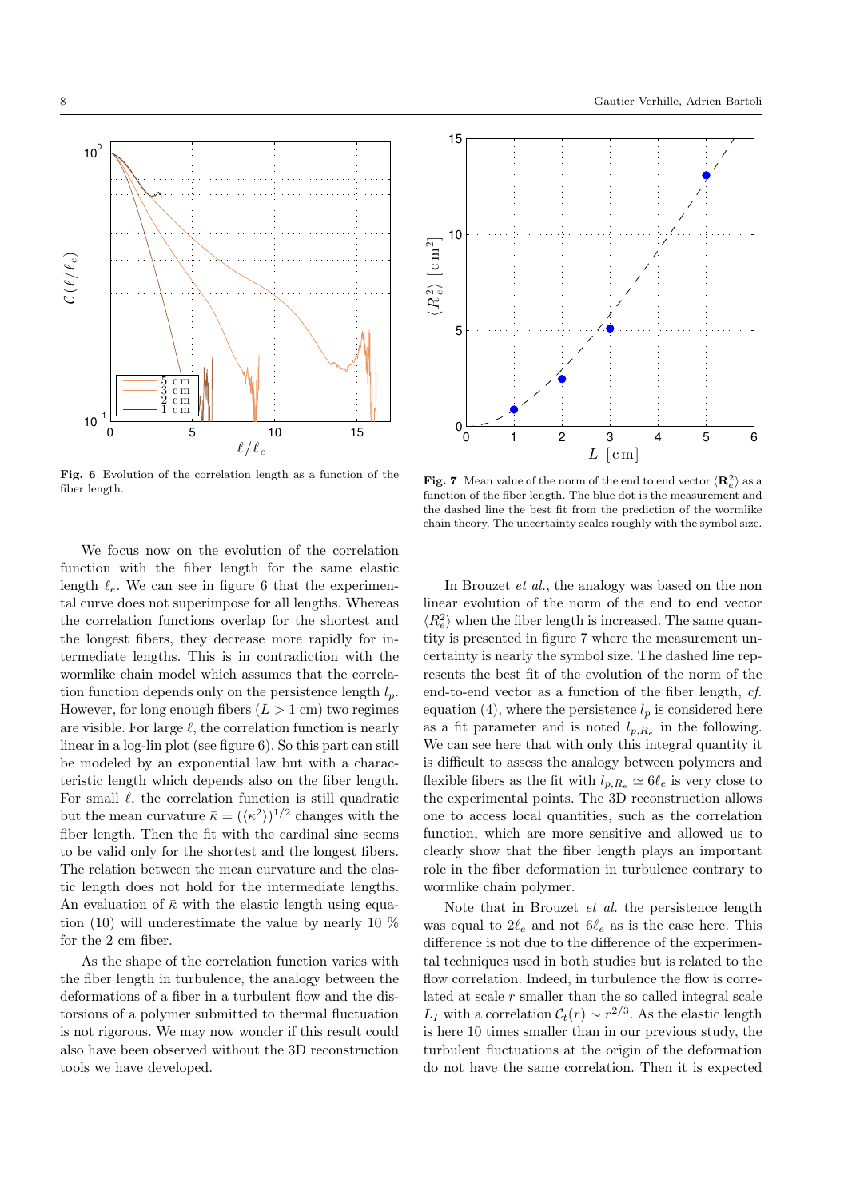Fig. 6 Evolution of the correlation length as a function of the fiber length.

Fig. 7 Mean value of the norm of the end to end vector $\langle \mathbf{R}_e^2 \rangle$ as a function of the fiber length. The blue dot is the measurement and the dashed line the best fit from the prediction of the wormlike chain theory. The uncertainty scales roughly with the symbol size.

We focus now on the evolution of the correlation function with the fiber length for the same elastic length $\ell_e$. We can see in figure 6 that the experimental curve does not superimpose for all lengths. Whereas the correlation functions overlap for the shortest and the longest fibers, they decrease more rapidly for intermediate lengths. This is in contradiction with the wormlike chain model which assumes that the correlation function depends only on the persistence length $l_p$. However, for long enough fibers ($L > 1$ cm) two regimes are visible. For large $\ell$, the correlation function is nearly linear in a log-lin plot (see figure 6). So this part can still be modeled by an exponential law but with a characteristic length which depends also on the fiber length. For small $\ell$, the correlation function is still quadratic but the mean curvature $\bar{\kappa} = (\langle \kappa^2 \rangle)^{1/2}$ changes with the fiber length. Then the fit with the cardinal sine seems to be valid only for the shortest and the longest fibers. The relation between the mean curvature and the elastic length does not hold for the intermediate lengths. An evaluation of $\bar{\kappa}$ with the elastic length using equation (10) will underestimate the value by nearly 10 % for the 2 cm fiber.

As the shape of the correlation function varies with the fiber length in turbulence, the analogy between the deformations of a fiber in a turbulent flow and the distorsions of a polymer submitted to thermal fluctuation is not rigorous. We may now wonder if this result could also have been observed without the 3D reconstruction tools we have developed.

In Brouzet *et al.*, the analogy was based on the non linear evolution of the norm of the end to end vector $\langle R_e^2 \rangle$ when the fiber length is increased. The same quantity is presented in figure 7 where the measurement uncertainty is nearly the symbol size. The dashed line represents the best fit of the evolution of the norm of the end-to-end vector as a function of the fiber length, *cf.* equation (4), where the persistence $l_p$ is considered here as a fit parameter and is noted $l_{p,R_e}$ in the following. We can see here that with only this integral quantity it is difficult to assess the analogy between polymers and flexible fibers as the fit with $l_{p,R_e} \simeq 6\ell_e$ is very close to the experimental points. The 3D reconstruction allows one to access local quantities, such as the correlation function, which are more sensitive and allowed us to clearly show that the fiber length plays an important role in the fiber deformation in turbulence contrary to wormlike chain polymer.

Note that in Brouzet *et al.* the persistence length was equal to $2\ell_e$ and not $6\ell_e$ as is the case here. This difference is not due to the difference of the experimental techniques used in both studies but is related to the flow correlation. Indeed, in turbulence the flow is correlated at scale $r$ smaller than the so called integral scale $L_I$ with a correlation $\mathcal{C}_t(r) \sim r^{2/3}$. As the elastic length is here 10 times smaller than in our previous study, the turbulent fluctuations at the origin of the deformation do not have the same correlation. Then it is expected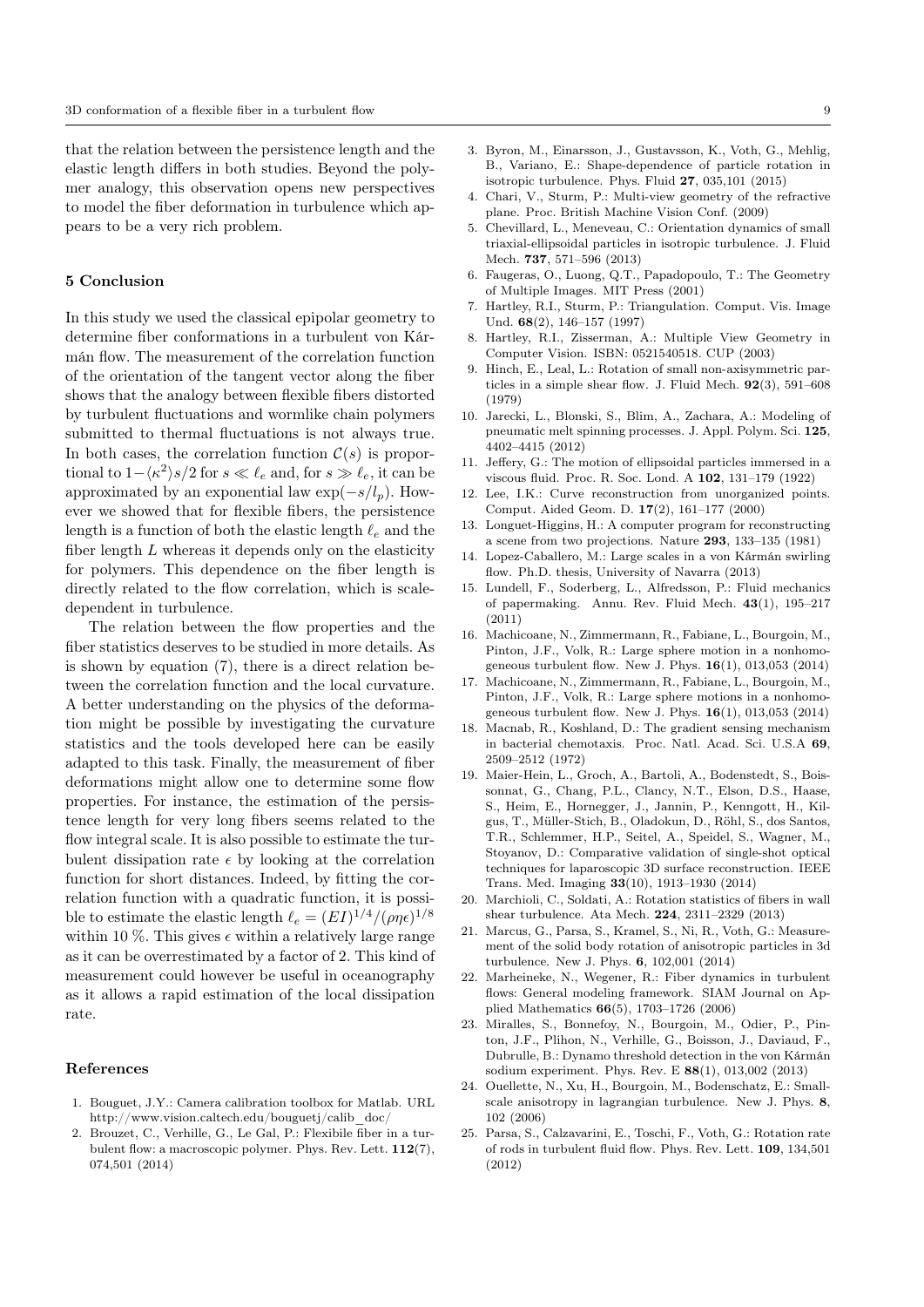that the relation between the persistence length and the elastic length differs in both studies. Beyond the polymer analogy, this observation opens new perspectives to model the fiber deformation in turbulence which appears to be a very rich problem.

## 5 Conclusion

In this study we used the classical epipolar geometry to determine fiber conformations in a turbulent von Kármán flow. The measurement of the correlation function of the orientation of the tangent vector along the fiber shows that the analogy between flexible fibers distorted by turbulent fluctuations and wormlike chain polymers submitted to thermal fluctuations is not always true. In both cases, the correlation function $\mathcal{C}(s)$ is proportional to $1-\langle\kappa^2\rangle s/2$ for $s \ll \ell_e$ and, for $s \gg \ell_e$, it can be approximated by an exponential law $\exp(-s/l_p)$. However we showed that for flexible fibers, the persistence length is a function of both the elastic length $\ell_e$ and the fiber length $L$ whereas it depends only on the elasticity for polymers. This dependence on the fiber length is directly related to the flow correlation, which is scale-dependent in turbulence.

The relation between the flow properties and the fiber statistics deserves to be studied in more details. As is shown by equation (7), there is a direct relation between the correlation function and the local curvature. A better understanding on the physics of the deformation might be possible by investigating the curvature statistics and the tools developed here can be easily adapted to this task. Finally, the measurement of fiber deformations might allow one to determine some flow properties. For instance, the estimation of the persistence length for very long fibers seems related to the flow integral scale. It is also possible to estimate the turbulent dissipation rate $\epsilon$ by looking at the correlation function for short distances. Indeed, by fitting the correlation function with a quadratic function, it is possible to estimate the elastic length $\ell_e = (EI)^{1/4}/(\rho\eta\epsilon)^{1/8}$ within 10 %. This gives $\epsilon$ within a relatively large range as it can be overrestimated by a factor of 2. This kind of measurement could however be useful in oceanography as it allows a rapid estimation of the local dissipation rate.

## References

1. Bouguet, J.Y.: Camera calibration toolbox for Matlab. URL http://www.vision.caltech.edu/bouguetj/calib_doc/
2. Brouzet, C., Verhille, G., Le Gal, P.: Flexibile fiber in a turbulent flow: a macroscopic polymer. Phys. Rev. Lett. **112**(7), 074,501 (2014)
3. Byron, M., Einarsson, J., Gustavsson, K., Voth, G., Mehlig, B., Variano, E.: Shape-dependence of particle rotation in isotropic turbulence. Phys. Fluid **27**, 035,101 (2015)
4. Chari, V., Sturm, P.: Multi-view geometry of the refractive plane. Proc. British Machine Vision Conf. (2009)
5. Chevillard, L., Meneveau, C.: Orientation dynamics of small triaxial-ellipsoidal particles in isotropic turbulence. J. Fluid Mech. **737**, 571–596 (2013)
6. Faugeras, O., Luong, Q.T., Papadopoulo, T.: The Geometry of Multiple Images. MIT Press (2001)
7. Hartley, R.I., Sturm, P.: Triangulation. Comput. Vis. Image Und. **68**(2), 146–157 (1997)
8. Hartley, R.I., Zisserman, A.: Multiple View Geometry in Computer Vision. ISBN: 0521540518. CUP (2003)
9. Hinch, E., Leal, L.: Rotation of small non-axisymmetric particles in a simple shear flow. J. Fluid Mech. **92**(3), 591–608 (1979)
10. Jarecki, L., Blonski, S., Blim, A., Zachara, A.: Modeling of pneumatic melt spinning processes. J. Appl. Polym. Sci. **125**, 4402–4415 (2012)
11. Jeffery, G.: The motion of ellipsoidal particles immersed in a viscous fluid. Proc. R. Soc. Lond. A **102**, 131–179 (1922)
12. Lee, I.K.: Curve reconstruction from unorganized points. Comput. Aided Geom. D. **17**(2), 161–177 (2000)
13. Longuet-Higgins, H.: A computer program for reconstructing a scene from two projections. Nature **293**, 133–135 (1981)
14. Lopez-Caballero, M.: Large scales in a von Kármán swirling flow. Ph.D. thesis, University of Navarra (2013)
15. Lundell, F., Soderberg, L., Alfredsson, P.: Fluid mechanics of papermaking. Annu. Rev. Fluid Mech. **43**(1), 195–217 (2011)
16. Machicoane, N., Zimmermann, R., Fabiane, L., Bourgoin, M., Pinton, J.F., Volk, R.: Large sphere motion in a nonhomogeneous turbulent flow. New J. Phys. **16**(1), 013,053 (2014)
17. Machicoane, N., Zimmermann, R., Fabiane, L., Bourgoin, M., Pinton, J.F., Volk, R.: Large sphere motions in a nonhomogeneous turbulent flow. New J. Phys. **16**(1), 013,053 (2014)
18. Macnab, R., Koshland, D.: The gradient sensing mechanism in bacterial chemotaxis. Proc. Natl. Acad. Sci. U.S.A **69**, 2509–2512 (1972)
19. Maier-Hein, L., Groch, A., Bartoli, A., Bodenstedt, S., Boissonnat, G., Chang, P.L., Clancy, N.T., Elson, D.S., Haase, S., Heim, E., Hornegger, J., Jannin, P., Kenngott, H., Kilgus, T., Müller-Stich, B., Oladokun, D., Röhl, S., dos Santos, T.R., Schlemmer, H.P., Seitel, A., Speidel, S., Wagner, M., Stoyanov, D.: Comparative validation of single-shot optical techniques for laparoscopic 3D surface reconstruction. IEEE Trans. Med. Imaging **33**(10), 1913–1930 (2014)
20. Marchioli, C., Soldati, A.: Rotation statistics of fibers in wall shear turbulence. Ata Mech. **224**, 2311–2329 (2013)
21. Marcus, G., Parsa, S., Kramel, S., Ni, R., Voth, G.: Measurement of the solid body rotation of anisotropic particles in 3d turbulence. New J. Phys. **6**, 102,001 (2014)
22. Marheineke, N., Wegener, R.: Fiber dynamics in turbulent flows: General modeling framework. SIAM Journal on Applied Mathematics **66**(5), 1703–1726 (2006)
23. Miralles, S., Bonnefoy, N., Bourgoin, M., Odier, P., Pinton, J.F., Plihon, N., Verhille, G., Boisson, J., Daviaud, F., Dubrulle, B.: Dynamo threshold detection in the von Kármán sodium experiment. Phys. Rev. E **88**(1), 013,002 (2013)
24. Ouellette, N., Xu, H., Bourgoin, M., Bodenschatz, E.: Small-scale anisotropy in lagrangian turbulence. New J. Phys. **8**, 102 (2006)
25. Parsa, S., Calzavarini, E., Toschi, F., Voth, G.: Rotation rate of rods in turbulent fluid flow. Phys. Rev. Lett. **109**, 134,501 (2012)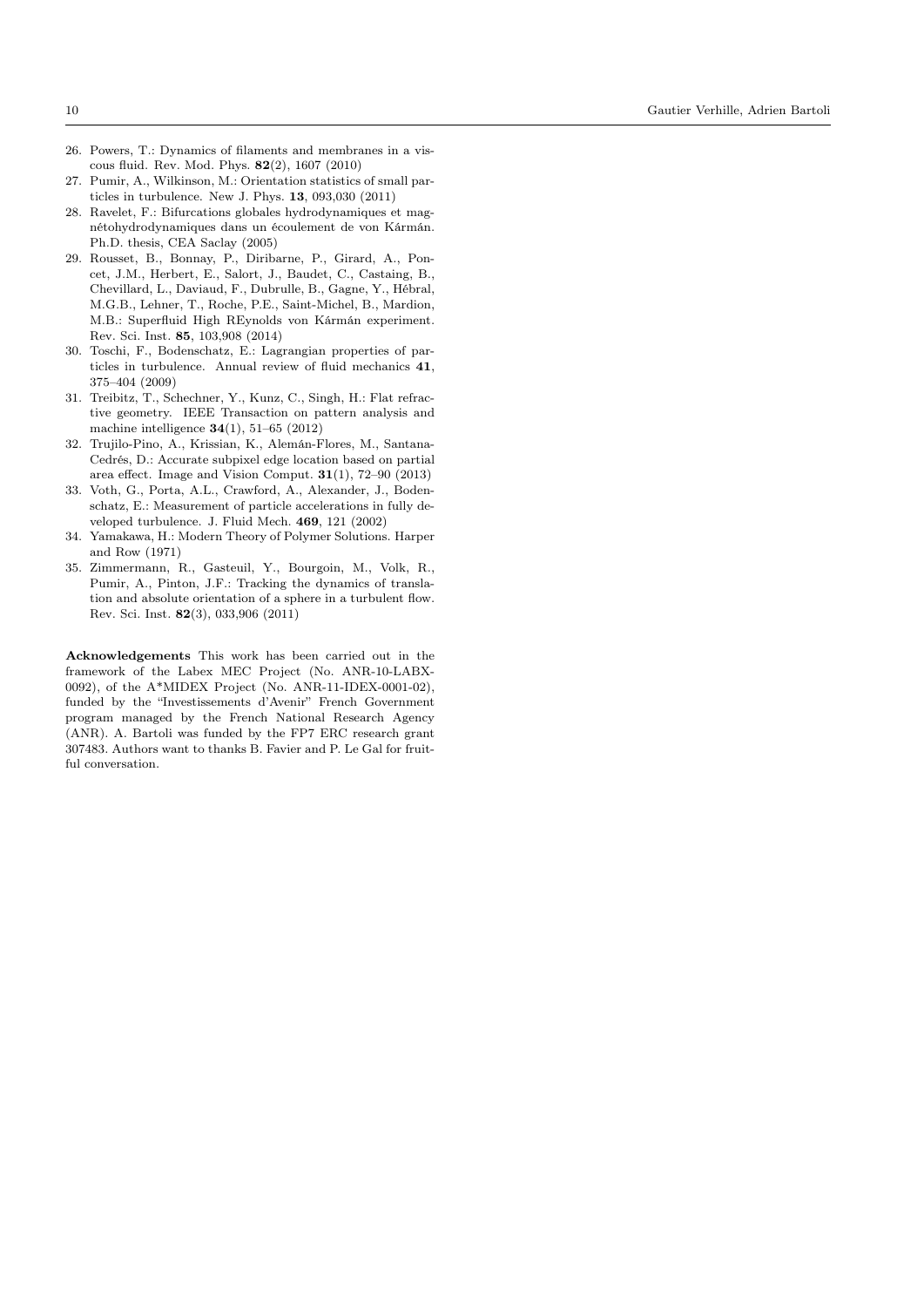26. Powers, T.: Dynamics of filaments and membranes in a viscous fluid. Rev. Mod. Phys. **82**(2), 1607 (2010)
27. Pumir, A., Wilkinson, M.: Orientation statistics of small particles in turbulence. New J. Phys. **13**, 093,030 (2011)
28. Ravelet, F.: Bifurcations globales hydrodynamiques et magnétohydrodynamiques dans un écoulement de von Kármán. Ph.D. thesis, CEA Saclay (2005)
29. Rousset, B., Bonnay, P., Diribarne, P., Girard, A., Poncet, J.M., Herbert, E., Salort, J., Baudet, C., Castaing, B., Chevillard, L., Daviaud, F., Dubrulle, B., Gagne, Y., Hébral, M.G.B., Lehner, T., Roche, P.E., Saint-Michel, B., Mardion, M.B.: Superfluid High REynolds von Kármán experiment. Rev. Sci. Inst. **85**, 103,908 (2014)
30. Toschi, F., Bodenschatz, E.: Lagrangian properties of particles in turbulence. Annual review of fluid mechanics **41**, 375–404 (2009)
31. Treibitz, T., Schechner, Y., Kunz, C., Singh, H.: Flat refractive geometry. IEEE Transaction on pattern analysis and machine intelligence **34**(1), 51–65 (2012)
32. Trujilo-Pino, A., Krissian, K., Alemán-Flores, M., Santana-Cedrés, D.: Accurate subpixel edge location based on partial area effect. Image and Vision Comput. **31**(1), 72–90 (2013)
33. Voth, G., Porta, A.L., Crawford, A., Alexander, J., Bodenschatz, E.: Measurement of particle accelerations in fully developed turbulence. J. Fluid Mech. **469**, 121 (2002)
34. Yamakawa, H.: Modern Theory of Polymer Solutions. Harper and Row (1971)
35. Zimmermann, R., Gasteuil, Y., Bourgoin, M., Volk, R., Pumir, A., Pinton, J.F.: Tracking the dynamics of translation and absolute orientation of a sphere in a turbulent flow. Rev. Sci. Inst. **82**(3), 033,906 (2011)

**Acknowledgements** This work has been carried out in the framework of the Labex MEC Project (No. ANR-10-LABX-0092), of the A*MIDEX Project (No. ANR-11-IDEX-0001-02), funded by the "Investissements d'Avenir" French Government program managed by the French National Research Agency (ANR). A. Bartoli was funded by the FP7 ERC research grant 307483. Authors want to thanks B. Favier and P. Le Gal for fruitful conversation.